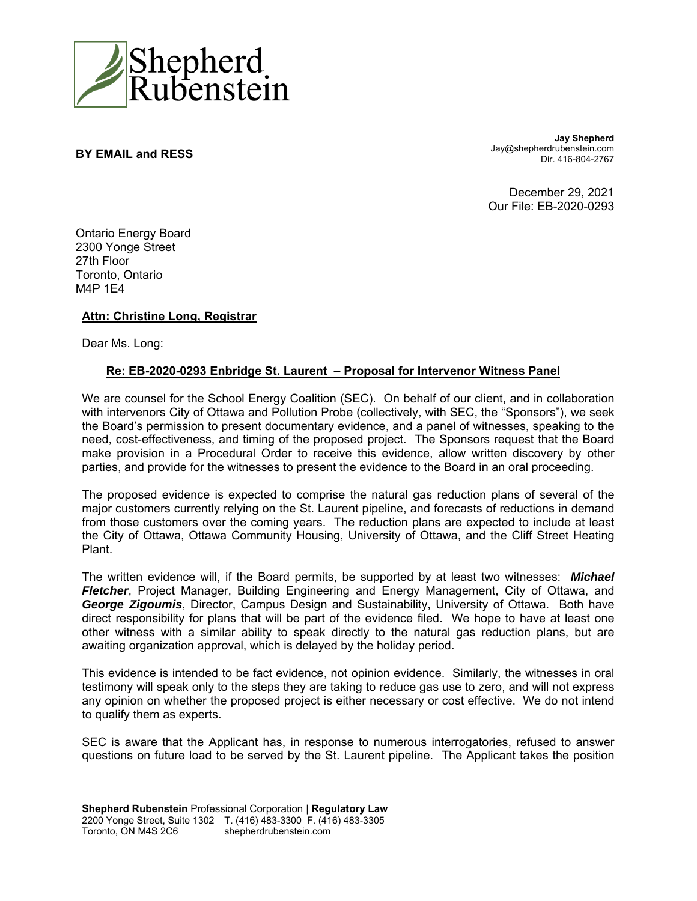Shepherd Rubenstein

**BY EMAIL and RESS**

**Jay Shepherd**
Jay@shepherdrubenstein.com
Dir. 416-804-2767

December 29, 2021
Our File: EB-2020-0293

Ontario Energy Board
2300 Yonge Street
27th Floor
Toronto, Ontario
M4P 1E4

**Attn: Christine Long, Registrar**

Dear Ms. Long:

**Re: EB-2020-0293 Enbridge St. Laurent – Proposal for Intervenor Witness Panel**

We are counsel for the School Energy Coalition (SEC). On behalf of our client, and in collaboration with intervenors City of Ottawa and Pollution Probe (collectively, with SEC, the "Sponsors"), we seek the Board's permission to present documentary evidence, and a panel of witnesses, speaking to the need, cost-effectiveness, and timing of the proposed project. The Sponsors request that the Board make provision in a Procedural Order to receive this evidence, allow written discovery by other parties, and provide for the witnesses to present the evidence to the Board in an oral proceeding.

The proposed evidence is expected to comprise the natural gas reduction plans of several of the major customers currently relying on the St. Laurent pipeline, and forecasts of reductions in demand from those customers over the coming years. The reduction plans are expected to include at least the City of Ottawa, Ottawa Community Housing, University of Ottawa, and the Cliff Street Heating Plant.

The written evidence will, if the Board permits, be supported by at least two witnesses: ***Michael Fletcher***, Project Manager, Building Engineering and Energy Management, City of Ottawa, and ***George Zigoumis***, Director, Campus Design and Sustainability, University of Ottawa. Both have direct responsibility for plans that will be part of the evidence filed. We hope to have at least one other witness with a similar ability to speak directly to the natural gas reduction plans, but are awaiting organization approval, which is delayed by the holiday period.

This evidence is intended to be fact evidence, not opinion evidence. Similarly, the witnesses in oral testimony will speak only to the steps they are taking to reduce gas use to zero, and will not express any opinion on whether the proposed project is either necessary or cost effective. We do not intend to qualify them as experts.

SEC is aware that the Applicant has, in response to numerous interrogatories, refused to answer questions on future load to be served by the St. Laurent pipeline. The Applicant takes the position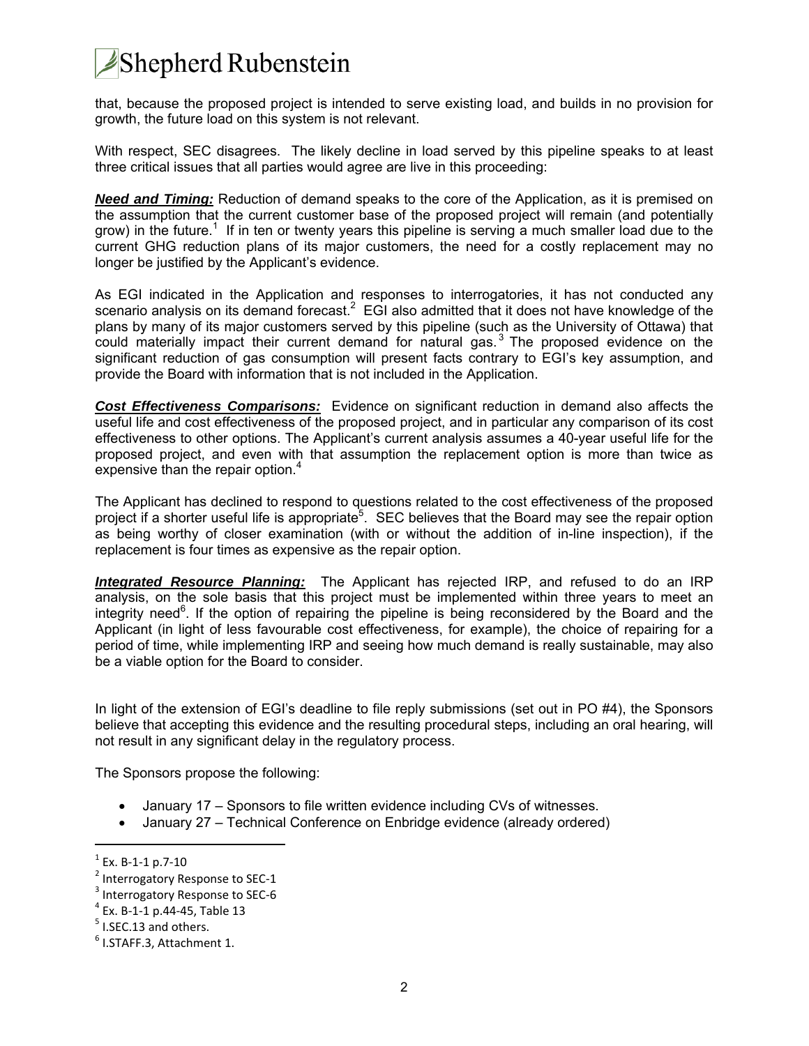that, because the proposed project is intended to serve existing load, and builds in no provision for growth, the future load on this system is not relevant.

With respect, SEC disagrees. The likely decline in load served by this pipeline speaks to at least three critical issues that all parties would agree are live in this proceeding:

***Need and Timing:*** Reduction of demand speaks to the core of the Application, as it is premised on the assumption that the current customer base of the proposed project will remain (and potentially grow) in the future.[1] If in ten or twenty years this pipeline is serving a much smaller load due to the current GHG reduction plans of its major customers, the need for a costly replacement may no longer be justified by the Applicant's evidence.

As EGI indicated in the Application and responses to interrogatories, it has not conducted any scenario analysis on its demand forecast.[2] EGI also admitted that it does not have knowledge of the plans by many of its major customers served by this pipeline (such as the University of Ottawa) that could materially impact their current demand for natural gas.[3] The proposed evidence on the significant reduction of gas consumption will present facts contrary to EGI's key assumption, and provide the Board with information that is not included in the Application.

***Cost Effectiveness Comparisons:*** Evidence on significant reduction in demand also affects the useful life and cost effectiveness of the proposed project, and in particular any comparison of its cost effectiveness to other options. The Applicant's current analysis assumes a 40-year useful life for the proposed project, and even with that assumption the replacement option is more than twice as expensive than the repair option.[4]

The Applicant has declined to respond to questions related to the cost effectiveness of the proposed project if a shorter useful life is appropriate[5]. SEC believes that the Board may see the repair option as being worthy of closer examination (with or without the addition of in-line inspection), if the replacement is four times as expensive as the repair option.

***Integrated Resource Planning:*** The Applicant has rejected IRP, and refused to do an IRP analysis, on the sole basis that this project must be implemented within three years to meet an integrity need[6]. If the option of repairing the pipeline is being reconsidered by the Board and the Applicant (in light of less favourable cost effectiveness, for example), the choice of repairing for a period of time, while implementing IRP and seeing how much demand is really sustainable, may also be a viable option for the Board to consider.

In light of the extension of EGI's deadline to file reply submissions (set out in PO #4), the Sponsors believe that accepting this evidence and the resulting procedural steps, including an oral hearing, will not result in any significant delay in the regulatory process.

The Sponsors propose the following:

- January 17 – Sponsors to file written evidence including CVs of witnesses.
- January 27 – Technical Conference on Enbridge evidence (already ordered)

---

[1] Ex. B-1-1 p.7-10
[2] Interrogatory Response to SEC-1
[3] Interrogatory Response to SEC-6
[4] Ex. B-1-1 p.44-45, Table 13
[5] I.SEC.13 and others.
[6] I.STAFF.3, Attachment 1.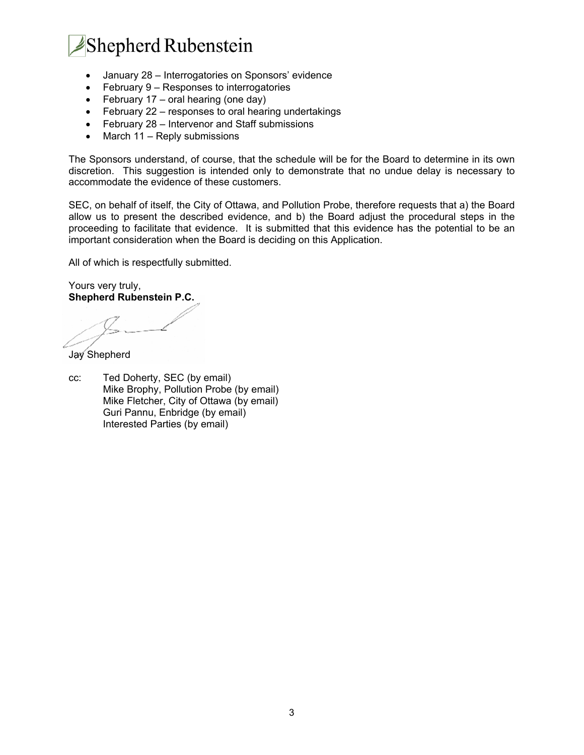- January 28 – Interrogatories on Sponsors' evidence
- February 9 – Responses to interrogatories
- February 17 – oral hearing (one day)
- February 22 – responses to oral hearing undertakings
- February 28 – Intervenor and Staff submissions
- March 11 – Reply submissions

The Sponsors understand, of course, that the schedule will be for the Board to determine in its own discretion. This suggestion is intended only to demonstrate that no undue delay is necessary to accommodate the evidence of these customers.

SEC, on behalf of itself, the City of Ottawa, and Pollution Probe, therefore requests that a) the Board allow us to present the described evidence, and b) the Board adjust the procedural steps in the proceeding to facilitate that evidence. It is submitted that this evidence has the potential to be an important consideration when the Board is deciding on this Application.

All of which is respectfully submitted.

Yours very truly,
**Shepherd Rubenstein P.C.**

Jay Shepherd

cc: Ted Doherty, SEC (by email)
Mike Brophy, Pollution Probe (by email)
Mike Fletcher, City of Ottawa (by email)
Guri Pannu, Enbridge (by email)
Interested Parties (by email)